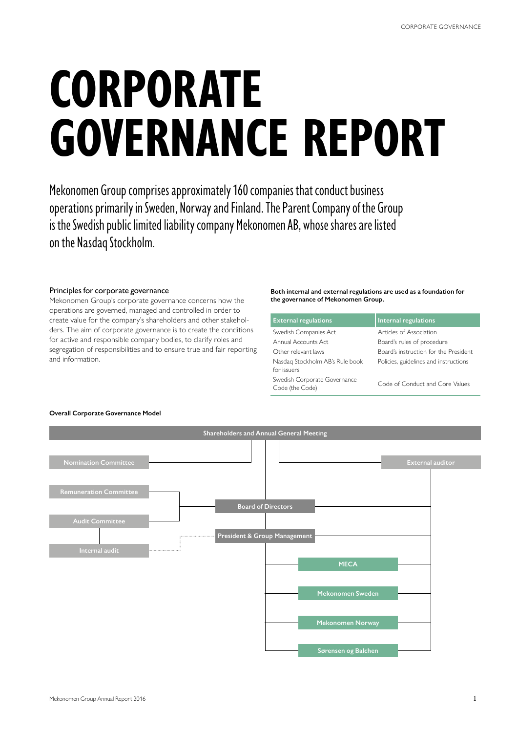# CORPORATE GOVERNANCE REPORT

Mekonomen Group comprises approximately 160 companies that conduct business operations primarily in Sweden, Norway and Finland. The Parent Company of the Group is the Swedish public limited liability company Mekonomen AB, whose shares are listed on the Nasdaq Stockholm.

## Principles for corporate governance

Mekonomen Group's corporate governance concerns how the operations are governed, managed and controlled in order to create value for the company's shareholders and other stakeholders. The aim of corporate governance is to create the conditions for active and responsible company bodies, to clarify roles and segregation of responsibilities and to ensure true and fair reporting and information.

**Both internal and external regulations are used as a foundation for the governance of Mekonomen Group.**

| External regulations | Internal regulations |
|---|---|
| Swedish Companies Act | Articles of Association |
| Annual Accounts Act | Board's rules of procedure |
| Other relevant laws | Board's instruction for the President |
| Nasdaq Stockholm AB's Rule book for issuers | Policies, guidelines and instructions |
| Swedish Corporate Governance Code (the Code) | Code of Conduct and Core Values |

**Overall Corporate Governance Model**

- Shareholders and Annual General Meeting
  - Nomination Committee
  - External auditor
  - Board of Directors
    - Remuneration Committee
    - Audit Committee
      - Internal audit
    - President & Group Management
      - MECA
      - Mekonomen Sweden
      - Mekonomen Norway
      - Sørensen og Balchen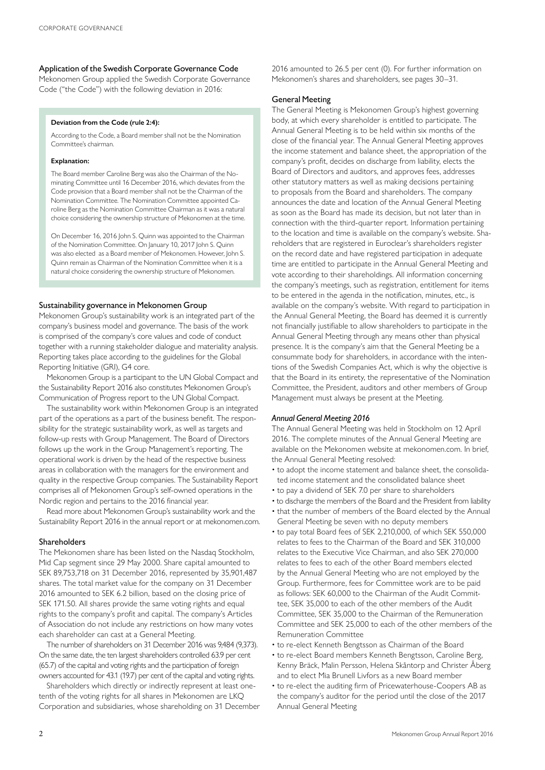## Application of the Swedish Corporate Governance Code

Mekonomen Group applied the Swedish Corporate Governance Code ("the Code") with the following deviation in 2016:

**Deviation from the Code (rule 2:4):**

According to the Code, a Board member shall not be the Nomination Committee's chairman.

**Explanation:**

The Board member Caroline Berg was also the Chairman of the Nominating Committee until 16 December 2016, which deviates from the Code provision that a Board member shall not be the Chairman of the Nomination Committee. The Nomination Committee appointed Caroline Berg as the Nomination Committee Chairman as it was a natural choice considering the ownership structure of Mekonomen at the time.

On December 16, 2016 John S. Quinn was appointed to the Chairman of the Nomination Committee. On January 10, 2017 John S. Quinn was also elected as a Board member of Mekonomen. However, John S. Quinn remain as Chairman of the Nomination Committee when it is a natural choice considering the ownership structure of Mekonomen.

## Sustainability governance in Mekonomen Group

Mekonomen Group's sustainability work is an integrated part of the company's business model and governance. The basis of the work is comprised of the company's core values and code of conduct together with a running stakeholder dialogue and materiality analysis. Reporting takes place according to the guidelines for the Global Reporting Initiative (GRI), G4 core.

Mekonomen Group is a participant to the UN Global Compact and the Sustainability Report 2016 also constitutes Mekonomen Group's Communication of Progress report to the UN Global Compact.

The sustainability work within Mekonomen Group is an integrated part of the operations as a part of the business benefit. The responsibility for the strategic sustainability work, as well as targets and follow-up rests with Group Management. The Board of Directors follows up the work in the Group Management's reporting. The operational work is driven by the head of the respective business areas in collaboration with the managers for the environment and quality in the respective Group companies. The Sustainability Report comprises all of Mekonomen Group's self-owned operations in the Nordic region and pertains to the 2016 financial year.

Read more about Mekonomen Group's sustainability work and the Sustainability Report 2016 in the annual report or at mekonomen.com.

## Shareholders

The Mekonomen share has been listed on the Nasdaq Stockholm, Mid Cap segment since 29 May 2000. Share capital amounted to SEK 89,753,718 on 31 December 2016, represented by 35,901,487 shares. The total market value for the company on 31 December 2016 amounted to SEK 6.2 billion, based on the closing price of SEK 171.50. All shares provide the same voting rights and equal rights to the company's profit and capital. The company's Articles of Association do not include any restrictions on how many votes each shareholder can cast at a General Meeting.

The number of shareholders on 31 December 2016 was 9,484 (9,373). On the same date, the ten largest shareholders controlled 63.9 per cent (65.7) of the capital and voting rights and the participation of foreign owners accounted for 43.1 (19.7) per cent of the capital and voting rights.

Shareholders which directly or indirectly represent at least one-tenth of the voting rights for all shares in Mekonomen are LKQ Corporation and subsidiaries, whose shareholding on 31 December 2016 amounted to 26.5 per cent (0). For further information on Mekonomen's shares and shareholders, see pages 30–31.

## General Meeting

The General Meeting is Mekonomen Group's highest governing body, at which every shareholder is entitled to participate. The Annual General Meeting is to be held within six months of the close of the financial year. The Annual General Meeting approves the income statement and balance sheet, the appropriation of the company's profit, decides on discharge from liability, elects the Board of Directors and auditors, and approves fees, addresses other statutory matters as well as making decisions pertaining to proposals from the Board and shareholders. The company announces the date and location of the Annual General Meeting as soon as the Board has made its decision, but not later than in connection with the third-quarter report. Information pertaining to the location and time is available on the company's website. Shareholders that are registered in Euroclear's shareholders register on the record date and have registered participation in adequate time are entitled to participate in the Annual General Meeting and vote according to their shareholdings. All information concerning the company's meetings, such as registration, entitlement for items to be entered in the agenda in the notification, minutes, etc., is available on the company's website. With regard to participation in the Annual General Meeting, the Board has deemed it is currently not financially justifiable to allow shareholders to participate in the Annual General Meeting through any means other than physical presence. It is the company's aim that the General Meeting be a consummate body for shareholders, in accordance with the intentions of the Swedish Companies Act, which is why the objective is that the Board in its entirety, the representative of the Nomination Committee, the President, auditors and other members of Group Management must always be present at the Meeting.

### *Annual General Meeting 2016*

The Annual General Meeting was held in Stockholm on 12 April 2016. The complete minutes of the Annual General Meeting are available on the Mekonomen website at mekonomen.com. In brief, the Annual General Meeting resolved:

- to adopt the income statement and balance sheet, the consolidated income statement and the consolidated balance sheet
- to pay a dividend of SEK 7.0 per share to shareholders
- to discharge the members of the Board and the President from liability
- that the number of members of the Board elected by the Annual General Meeting be seven with no deputy members
- to pay total Board fees of SEK 2,210,000, of which SEK 550,000 relates to fees to the Chairman of the Board and SEK 310,000 relates to the Executive Vice Chairman, and also SEK 270,000 relates to fees to each of the other Board members elected by the Annual General Meeting who are not employed by the Group. Furthermore, fees for Committee work are to be paid as follows: SEK 60,000 to the Chairman of the Audit Committee, SEK 35,000 to each of the other members of the Audit Committee, SEK 35,000 to the Chairman of the Remuneration Committee and SEK 25,000 to each of the other members of the Remuneration Committee
- to re-elect Kenneth Bengtsson as Chairman of the Board
- to re-elect Board members Kenneth Bengtsson, Caroline Berg, Kenny Bräck, Malin Persson, Helena Skåntorp and Christer Åberg and to elect Mia Brunell Livfors as a new Board member
- to re-elect the auditing firm of Pricewaterhouse-Coopers AB as the company's auditor for the period until the close of the 2017 Annual General Meeting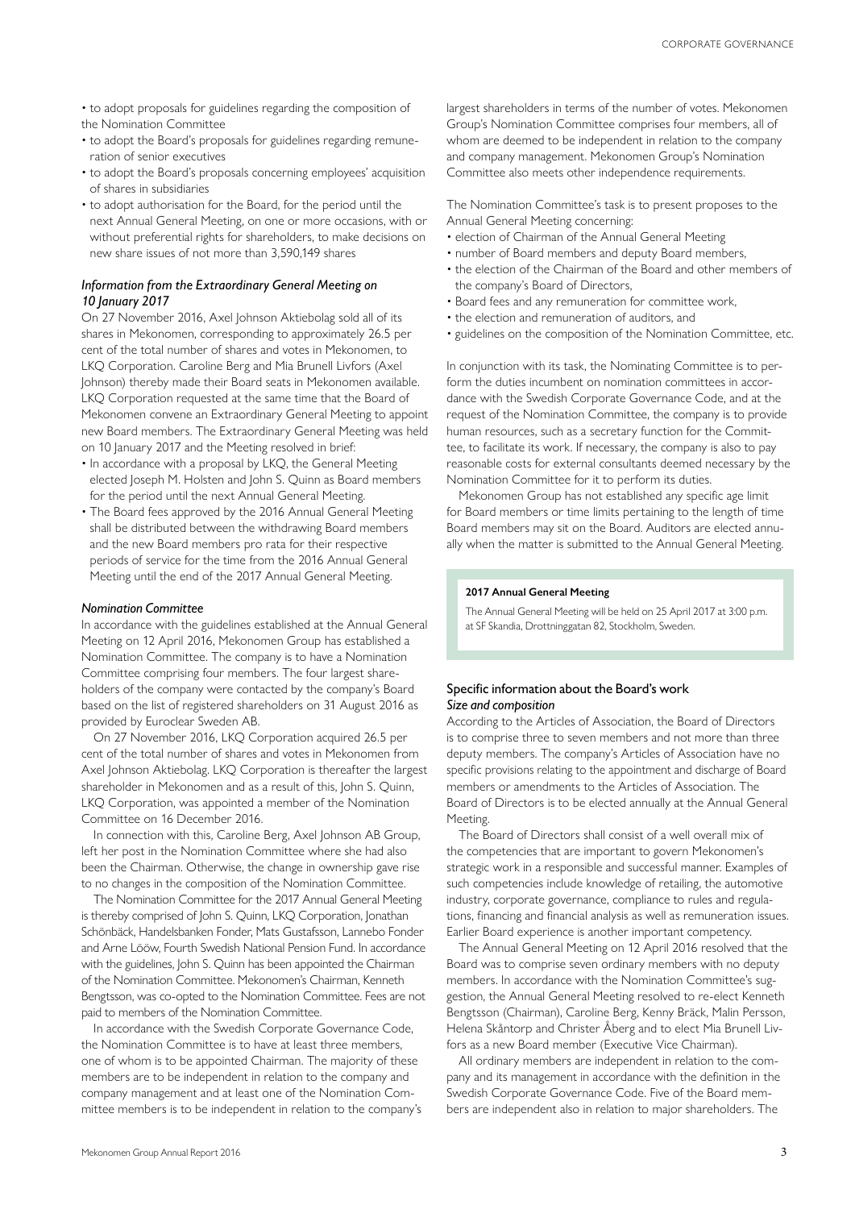- to adopt proposals for guidelines regarding the composition of the Nomination Committee
- to adopt the Board's proposals for guidelines regarding remuneration of senior executives
- to adopt the Board's proposals concerning employees' acquisition of shares in subsidiaries
- to adopt authorisation for the Board, for the period until the next Annual General Meeting, on one or more occasions, with or without preferential rights for shareholders, to make decisions on new share issues of not more than 3,590,149 shares

### *Information from the Extraordinary General Meeting on 10 January 2017*

On 27 November 2016, Axel Johnson Aktiebolag sold all of its shares in Mekonomen, corresponding to approximately 26.5 per cent of the total number of shares and votes in Mekonomen, to LKQ Corporation. Caroline Berg and Mia Brunell Livfors (Axel Johnson) thereby made their Board seats in Mekonomen available. LKQ Corporation requested at the same time that the Board of Mekonomen convene an Extraordinary General Meeting to appoint new Board members. The Extraordinary General Meeting was held on 10 January 2017 and the Meeting resolved in brief:

- In accordance with a proposal by LKQ, the General Meeting elected Joseph M. Holsten and John S. Quinn as Board members for the period until the next Annual General Meeting.
- The Board fees approved by the 2016 Annual General Meeting shall be distributed between the withdrawing Board members and the new Board members pro rata for their respective periods of service for the time from the 2016 Annual General Meeting until the end of the 2017 Annual General Meeting.

### *Nomination Committee*

In accordance with the guidelines established at the Annual General Meeting on 12 April 2016, Mekonomen Group has established a Nomination Committee. The company is to have a Nomination Committee comprising four members. The four largest shareholders of the company were contacted by the company's Board based on the list of registered shareholders on 31 August 2016 as provided by Euroclear Sweden AB.

On 27 November 2016, LKQ Corporation acquired 26.5 per cent of the total number of shares and votes in Mekonomen from Axel Johnson Aktiebolag. LKQ Corporation is thereafter the largest shareholder in Mekonomen and as a result of this, John S. Quinn, LKQ Corporation, was appointed a member of the Nomination Committee on 16 December 2016.

In connection with this, Caroline Berg, Axel Johnson AB Group, left her post in the Nomination Committee where she had also been the Chairman. Otherwise, the change in ownership gave rise to no changes in the composition of the Nomination Committee.

The Nomination Committee for the 2017 Annual General Meeting is thereby comprised of John S. Quinn, LKQ Corporation, Jonathan Schönbäck, Handelsbanken Fonder, Mats Gustafsson, Lannebo Fonder and Arne Lööw, Fourth Swedish National Pension Fund. In accordance with the guidelines, John S. Quinn has been appointed the Chairman of the Nomination Committee. Mekonomen's Chairman, Kenneth Bengtsson, was co-opted to the Nomination Committee. Fees are not paid to members of the Nomination Committee.

In accordance with the Swedish Corporate Governance Code, the Nomination Committee is to have at least three members, one of whom is to be appointed Chairman. The majority of these members are to be independent in relation to the company and company management and at least one of the Nomination Committee members is to be independent in relation to the company's largest shareholders in terms of the number of votes. Mekonomen Group's Nomination Committee comprises four members, all of whom are deemed to be independent in relation to the company and company management. Mekonomen Group's Nomination Committee also meets other independence requirements.

The Nomination Committee's task is to present proposes to the Annual General Meeting concerning:

- election of Chairman of the Annual General Meeting
- number of Board members and deputy Board members,
- the election of the Chairman of the Board and other members of the company's Board of Directors,
- Board fees and any remuneration for committee work,
- the election and remuneration of auditors, and
- guidelines on the composition of the Nomination Committee, etc.

In conjunction with its task, the Nominating Committee is to perform the duties incumbent on nomination committees in accordance with the Swedish Corporate Governance Code, and at the request of the Nomination Committee, the company is to provide human resources, such as a secretary function for the Committee, to facilitate its work. If necessary, the company is also to pay reasonable costs for external consultants deemed necessary by the Nomination Committee for it to perform its duties.

Mekonomen Group has not established any specific age limit for Board members or time limits pertaining to the length of time Board members may sit on the Board. Auditors are elected annually when the matter is submitted to the Annual General Meeting.

**2017 Annual General Meeting**

The Annual General Meeting will be held on 25 April 2017 at 3:00 p.m. at SF Skandia, Drottninggatan 82, Stockholm, Sweden.

## Specific information about the Board's work

### *Size and composition*

According to the Articles of Association, the Board of Directors is to comprise three to seven members and not more than three deputy members. The company's Articles of Association have no specific provisions relating to the appointment and discharge of Board members or amendments to the Articles of Association. The Board of Directors is to be elected annually at the Annual General Meeting.

The Board of Directors shall consist of a well overall mix of the competencies that are important to govern Mekonomen's strategic work in a responsible and successful manner. Examples of such competencies include knowledge of retailing, the automotive industry, corporate governance, compliance to rules and regulations, financing and financial analysis as well as remuneration issues. Earlier Board experience is another important competency.

The Annual General Meeting on 12 April 2016 resolved that the Board was to comprise seven ordinary members with no deputy members. In accordance with the Nomination Committee's suggestion, the Annual General Meeting resolved to re-elect Kenneth Bengtsson (Chairman), Caroline Berg, Kenny Bräck, Malin Persson, Helena Skåntorp and Christer Åberg and to elect Mia Brunell Livfors as a new Board member (Executive Vice Chairman).

All ordinary members are independent in relation to the company and its management in accordance with the definition in the Swedish Corporate Governance Code. Five of the Board members are independent also in relation to major shareholders. The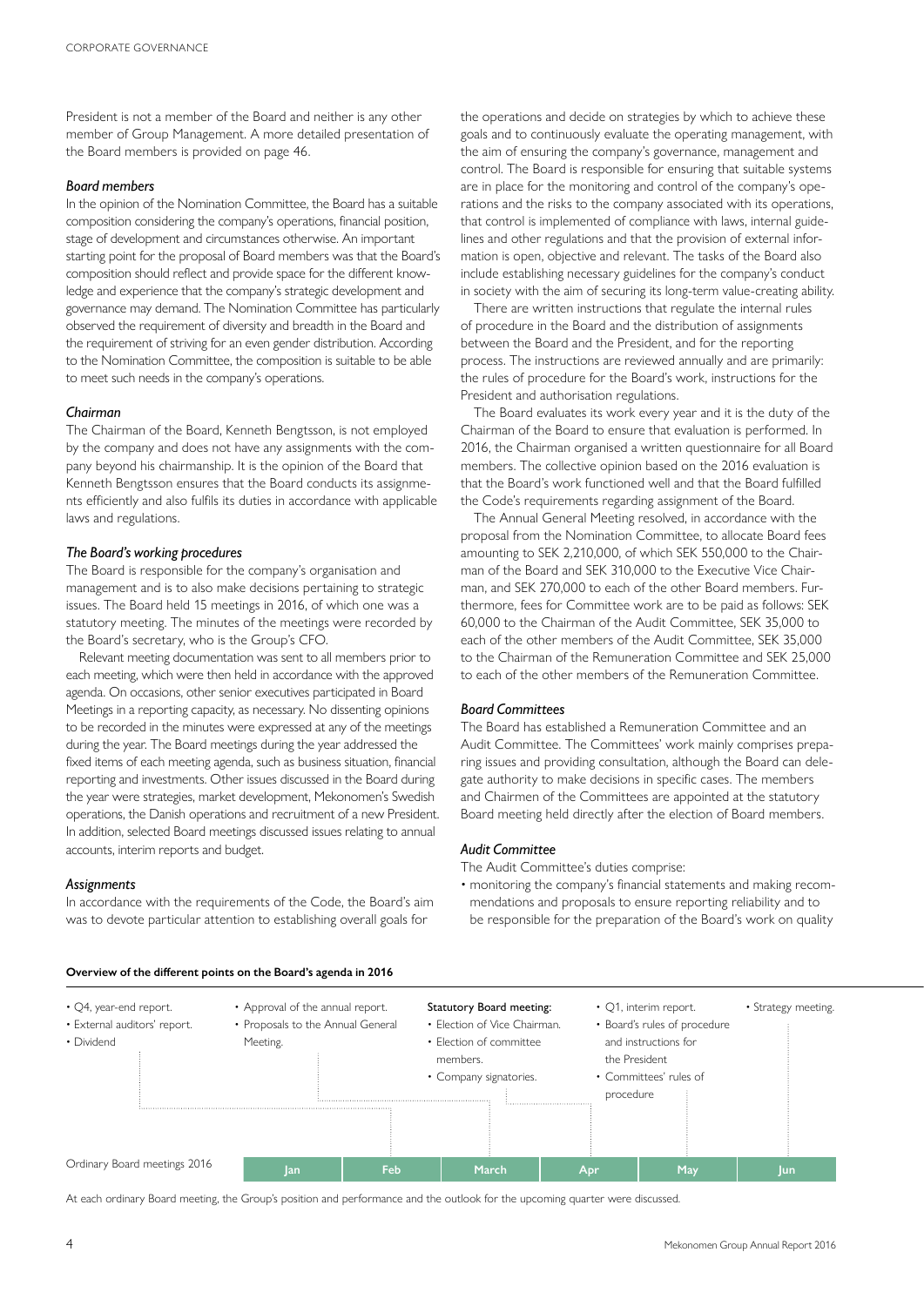President is not a member of the Board and neither is any other member of Group Management. A more detailed presentation of the Board members is provided on page 46.

### *Board members*

In the opinion of the Nomination Committee, the Board has a suitable composition considering the company's operations, financial position, stage of development and circumstances otherwise. An important starting point for the proposal of Board members was that the Board's composition should reflect and provide space for the different knowledge and experience that the company's strategic development and governance may demand. The Nomination Committee has particularly observed the requirement of diversity and breadth in the Board and the requirement of striving for an even gender distribution. According to the Nomination Committee, the composition is suitable to be able to meet such needs in the company's operations.

### *Chairman*

The Chairman of the Board, Kenneth Bengtsson, is not employed by the company and does not have any assignments with the company beyond his chairmanship. It is the opinion of the Board that Kenneth Bengtsson ensures that the Board conducts its assignments efficiently and also fulfils its duties in accordance with applicable laws and regulations.

### *The Board's working procedures*

The Board is responsible for the company's organisation and management and is to also make decisions pertaining to strategic issues. The Board held 15 meetings in 2016, of which one was a statutory meeting. The minutes of the meetings were recorded by the Board's secretary, who is the Group's CFO.

Relevant meeting documentation was sent to all members prior to each meeting, which were then held in accordance with the approved agenda. On occasions, other senior executives participated in Board Meetings in a reporting capacity, as necessary. No dissenting opinions to be recorded in the minutes were expressed at any of the meetings during the year. The Board meetings during the year addressed the fixed items of each meeting agenda, such as business situation, financial reporting and investments. Other issues discussed in the Board during the year were strategies, market development, Mekonomen's Swedish operations, the Danish operations and recruitment of a new President. In addition, selected Board meetings discussed issues relating to annual accounts, interim reports and budget.

### *Assignments*

In accordance with the requirements of the Code, the Board's aim was to devote particular attention to establishing overall goals for the operations and decide on strategies by which to achieve these goals and to continuously evaluate the operating management, with the aim of ensuring the company's governance, management and control. The Board is responsible for ensuring that suitable systems are in place for the monitoring and control of the company's operations and the risks to the company associated with its operations, that control is implemented of compliance with laws, internal guidelines and other regulations and that the provision of external information is open, objective and relevant. The tasks of the Board also include establishing necessary guidelines for the company's conduct in society with the aim of securing its long-term value-creating ability.

There are written instructions that regulate the internal rules of procedure in the Board and the distribution of assignments between the Board and the President, and for the reporting process. The instructions are reviewed annually and are primarily: the rules of procedure for the Board's work, instructions for the President and authorisation regulations.

The Board evaluates its work every year and it is the duty of the Chairman of the Board to ensure that evaluation is performed. In 2016, the Chairman organised a written questionnaire for all Board members. The collective opinion based on the 2016 evaluation is that the Board's work functioned well and that the Board fulfilled the Code's requirements regarding assignment of the Board.

The Annual General Meeting resolved, in accordance with the proposal from the Nomination Committee, to allocate Board fees amounting to SEK 2,210,000, of which SEK 550,000 to the Chairman of the Board and SEK 310,000 to the Executive Vice Chairman, and SEK 270,000 to each of the other Board members. Furthermore, fees for Committee work are to be paid as follows: SEK 60,000 to the Chairman of the Audit Committee, SEK 35,000 to each of the other members of the Audit Committee, SEK 35,000 to the Chairman of the Remuneration Committee and SEK 25,000 to each of the other members of the Remuneration Committee.

### *Board Committees*

The Board has established a Remuneration Committee and an Audit Committee. The Committees' work mainly comprises preparing issues and providing consultation, although the Board can delegate authority to make decisions in specific cases. The members and Chairmen of the Committees are appointed at the statutory Board meeting held directly after the election of Board members.

### *Audit Committee*

The Audit Committee's duties comprise:

- monitoring the company's financial statements and making recommendations and proposals to ensure reporting reliability and to be responsible for the preparation of the Board's work on quality

**Overview of the different points on the Board's agenda in 2016**

| Ordinary Board meetings 2016 | Agenda points |
|---|---|
| Jan/Feb | • Q4, year-end report. • External auditors' report. • Dividend |
| Feb/March | • Approval of the annual report. • Proposals to the Annual General Meeting. |
| March/Apr | Statutory Board meeting: • Election of Vice Chairman. • Election of committee members. • Company signatories. |
| Apr/May | • Q1, interim report. • Board's rules of procedure and instructions for the President • Committees' rules of procedure |
| Jun | • Strategy meeting. |

At each ordinary Board meeting, the Group's position and performance and the outlook for the upcoming quarter were discussed.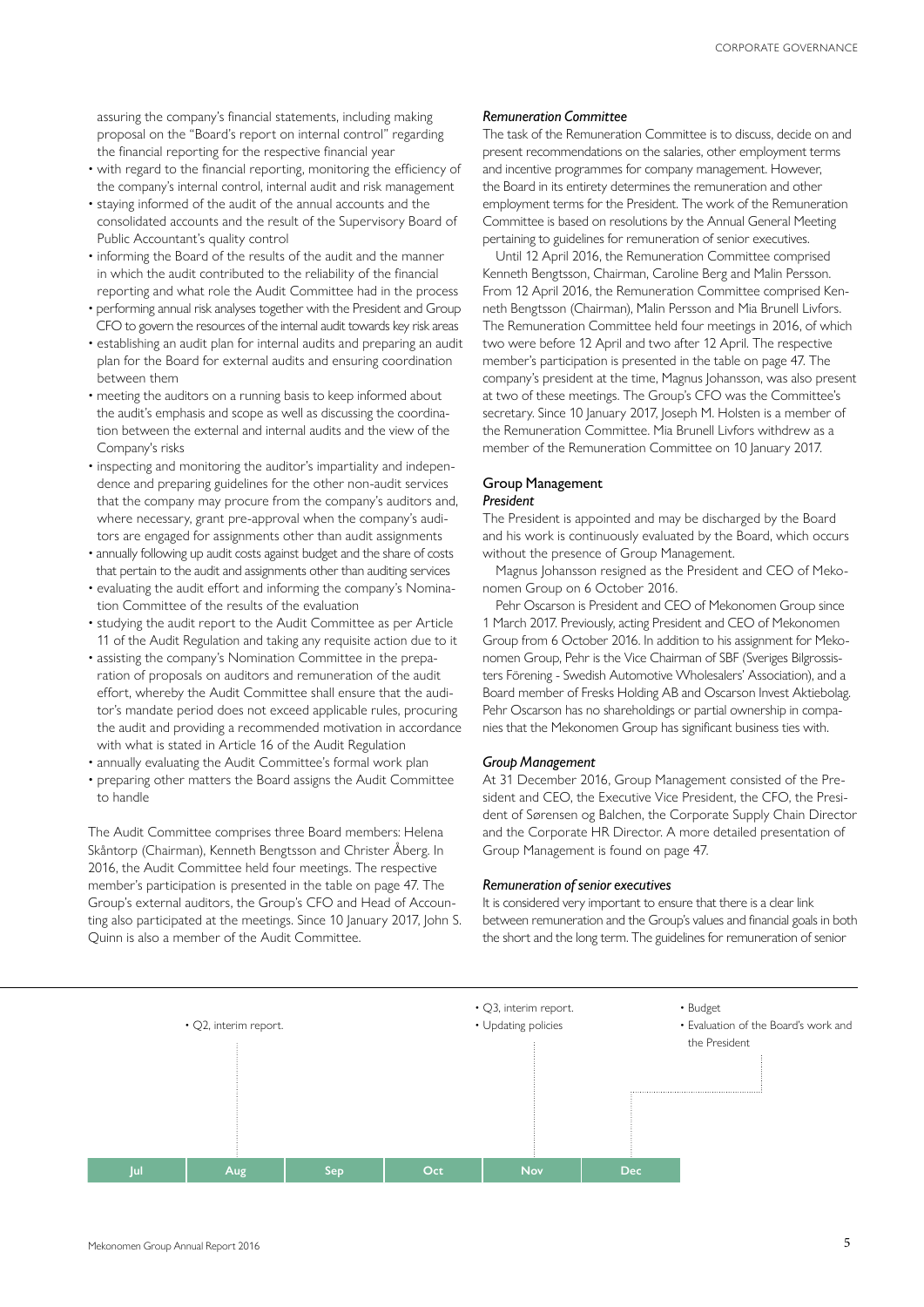assuring the company's financial statements, including making proposal on the "Board's report on internal control" regarding the financial reporting for the respective financial year

- with regard to the financial reporting, monitoring the efficiency of the company's internal control, internal audit and risk management
- staying informed of the audit of the annual accounts and the consolidated accounts and the result of the Supervisory Board of Public Accountant's quality control
- informing the Board of the results of the audit and the manner in which the audit contributed to the reliability of the financial reporting and what role the Audit Committee had in the process
- performing annual risk analyses together with the President and Group CFO to govern the resources of the internal audit towards key risk areas
- establishing an audit plan for internal audits and preparing an audit plan for the Board for external audits and ensuring coordination between them
- meeting the auditors on a running basis to keep informed about the audit's emphasis and scope as well as discussing the coordination between the external and internal audits and the view of the Company's risks
- inspecting and monitoring the auditor's impartiality and independence and preparing guidelines for the other non-audit services that the company may procure from the company's auditors and, where necessary, grant pre-approval when the company's auditors are engaged for assignments other than audit assignments
- annually following up audit costs against budget and the share of costs that pertain to the audit and assignments other than auditing services
- evaluating the audit effort and informing the company's Nomination Committee of the results of the evaluation
- studying the audit report to the Audit Committee as per Article 11 of the Audit Regulation and taking any requisite action due to it
- assisting the company's Nomination Committee in the preparation of proposals on auditors and remuneration of the audit effort, whereby the Audit Committee shall ensure that the auditor's mandate period does not exceed applicable rules, procuring the audit and providing a recommended motivation in accordance with what is stated in Article 16 of the Audit Regulation
- annually evaluating the Audit Committee's formal work plan
- preparing other matters the Board assigns the Audit Committee to handle

The Audit Committee comprises three Board members: Helena Skåntorp (Chairman), Kenneth Bengtsson and Christer Åberg. In 2016, the Audit Committee held four meetings. The respective member's participation is presented in the table on page 47. The Group's external auditors, the Group's CFO and Head of Accounting also participated at the meetings. Since 10 January 2017, John S. Quinn is also a member of the Audit Committee.

### *Remuneration Committee*

The task of the Remuneration Committee is to discuss, decide on and present recommendations on the salaries, other employment terms and incentive programmes for company management. However, the Board in its entirety determines the remuneration and other employment terms for the President. The work of the Remuneration Committee is based on resolutions by the Annual General Meeting pertaining to guidelines for remuneration of senior executives.

Until 12 April 2016, the Remuneration Committee comprised Kenneth Bengtsson, Chairman, Caroline Berg and Malin Persson. From 12 April 2016, the Remuneration Committee comprised Kenneth Bengtsson (Chairman), Malin Persson and Mia Brunell Livfors. The Remuneration Committee held four meetings in 2016, of which two were before 12 April and two after 12 April. The respective member's participation is presented in the table on page 47. The company's president at the time, Magnus Johansson, was also present at two of these meetings. The Group's CFO was the Committee's secretary. Since 10 January 2017, Joseph M. Holsten is a member of the Remuneration Committee. Mia Brunell Livfors withdrew as a member of the Remuneration Committee on 10 January 2017.

## Group Management

### *President*

The President is appointed and may be discharged by the Board and his work is continuously evaluated by the Board, which occurs without the presence of Group Management.

Magnus Johansson resigned as the President and CEO of Mekonomen Group on 6 October 2016.

Pehr Oscarson is President and CEO of Mekonomen Group since 1 March 2017. Previously, acting President and CEO of Mekonomen Group from 6 October 2016. In addition to his assignment for Mekonomen Group, Pehr is the Vice Chairman of SBF (Sveriges Bilgrossisters Förening - Swedish Automotive Wholesalers' Association), and a Board member of Fresks Holding AB and Oscarson Invest Aktiebolag. Pehr Oscarson has no shareholdings or partial ownership in companies that the Mekonomen Group has significant business ties with.

### *Group Management*

At 31 December 2016, Group Management consisted of the President and CEO, the Executive Vice President, the CFO, the President of Sørensen og Balchen, the Corporate Supply Chain Director and the Corporate HR Director. A more detailed presentation of Group Management is found on page 47.

### *Remuneration of senior executives*

It is considered very important to ensure that there is a clear link between remuneration and the Group's values and financial goals in both the short and the long term. The guidelines for remuneration of senior

| Jul | Aug | Sep | Oct | Nov | Dec |
|---|---|---|---|---|---|
| | • Q2, interim report. | | | • Q3, interim report.<br>• Updating policies | • Budget<br>• Evaluation of the Board's work and the President |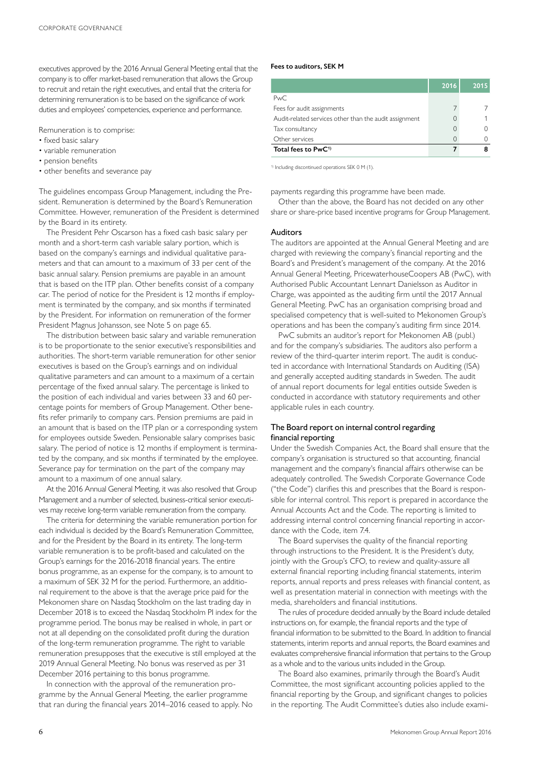executives approved by the 2016 Annual General Meeting entail that the company is to offer market-based remuneration that allows the Group to recruit and retain the right executives, and entail that the criteria for determining remuneration is to be based on the significance of work duties and employees' competencies, experience and performance.

Remuneration is to comprise:

- fixed basic salary
- variable remuneration
- pension benefits
- other benefits and severance pay

The guidelines encompass Group Management, including the President. Remuneration is determined by the Board's Remuneration Committee. However, remuneration of the President is determined by the Board in its entirety.

The President Pehr Oscarson has a fixed cash basic salary per month and a short-term cash variable salary portion, which is based on the company's earnings and individual qualitative parameters and that can amount to a maximum of 33 per cent of the basic annual salary. Pension premiums are payable in an amount that is based on the ITP plan. Other benefits consist of a company car. The period of notice for the President is 12 months if employment is terminated by the company, and six months if terminated by the President. For information on remuneration of the former President Magnus Johansson, see Note 5 on page 65.

The distribution between basic salary and variable remuneration is to be proportionate to the senior executive's responsibilities and authorities. The short-term variable remuneration for other senior executives is based on the Group's earnings and on individual qualitative parameters and can amount to a maximum of a certain percentage of the fixed annual salary. The percentage is linked to the position of each individual and varies between 33 and 60 percentage points for members of Group Management. Other benefits refer primarily to company cars. Pension premiums are paid in an amount that is based on the ITP plan or a corresponding system for employees outside Sweden. Pensionable salary comprises basic salary. The period of notice is 12 months if employment is terminated by the company, and six months if terminated by the employee. Severance pay for termination on the part of the company may amount to a maximum of one annual salary.

At the 2016 Annual General Meeting, it was also resolved that Group Management and a number of selected, business-critical senior executives may receive long-term variable remuneration from the company.

The criteria for determining the variable remuneration portion for each individual is decided by the Board's Remuneration Committee, and for the President by the Board in its entirety. The long-term variable remuneration is to be profit-based and calculated on the Group's earnings for the 2016-2018 financial years. The entire bonus programme, as an expense for the company, is to amount to a maximum of SEK 32 M for the period. Furthermore, an additional requirement to the above is that the average price paid for the Mekonomen share on Nasdaq Stockholm on the last trading day in December 2018 is to exceed the Nasdaq Stockholm PI index for the programme period. The bonus may be realised in whole, in part or not at all depending on the consolidated profit during the duration of the long-term remuneration programme. The right to variable remuneration presupposes that the executive is still employed at the 2019 Annual General Meeting. No bonus was reserved as per 31 December 2016 pertaining to this bonus programme.

In connection with the approval of the remuneration programme by the Annual General Meeting, the earlier programme that ran during the financial years 2014–2016 ceased to apply. No payments regarding this programme have been made.

Other than the above, the Board has not decided on any other share or share-price based incentive programs for Group Management.

**Fees to auditors, SEK M**

| | 2016 | 2015 |
|---|---|---|
| PwC | | |
| Fees for audit assignments | 7 | 7 |
| Audit-related services other than the audit assignment | 0 | 1 |
| Tax consultancy | 0 | 0 |
| Other services | 0 | 0 |
| **Total fees to PwC[1]** | **7** | **8** |

[1] Including discontinued operations SEK 0 M (1).

## Auditors

The auditors are appointed at the Annual General Meeting and are charged with reviewing the company's financial reporting and the Board's and President's management of the company. At the 2016 Annual General Meeting, PricewaterhouseCoopers AB (PwC), with Authorised Public Accountant Lennart Danielsson as Auditor in Charge, was appointed as the auditing firm until the 2017 Annual General Meeting. PwC has an organisation comprising broad and specialised competency that is well-suited to Mekonomen Group's operations and has been the company's auditing firm since 2014.

PwC submits an auditor's report for Mekonomen AB (publ.) and for the company's subsidiaries. The auditors also perform a review of the third-quarter interim report. The audit is conducted in accordance with International Standards on Auditing (ISA) and generally accepted auditing standards in Sweden. The audit of annual report documents for legal entities outside Sweden is conducted in accordance with statutory requirements and other applicable rules in each country.

## The Board report on internal control regarding financial reporting

Under the Swedish Companies Act, the Board shall ensure that the company's organisation is structured so that accounting, financial management and the company's financial affairs otherwise can be adequately controlled. The Swedish Corporate Governance Code ("the Code") clarifies this and prescribes that the Board is responsible for internal control. This report is prepared in accordance the Annual Accounts Act and the Code. The reporting is limited to addressing internal control concerning financial reporting in accordance with the Code, item 7.4.

The Board supervises the quality of the financial reporting through instructions to the President. It is the President's duty, jointly with the Group's CFO, to review and quality-assure all external financial reporting including financial statements, interim reports, annual reports and press releases with financial content, as well as presentation material in connection with meetings with the media, shareholders and financial institutions.

The rules of procedure decided annually by the Board include detailed instructions on, for example, the financial reports and the type of financial information to be submitted to the Board. In addition to financial statements, interim reports and annual reports, the Board examines and evaluates comprehensive financial information that pertains to the Group as a whole and to the various units included in the Group.

The Board also examines, primarily through the Board's Audit Committee, the most significant accounting policies applied to the financial reporting by the Group, and significant changes to policies in the reporting. The Audit Committee's duties also include exami-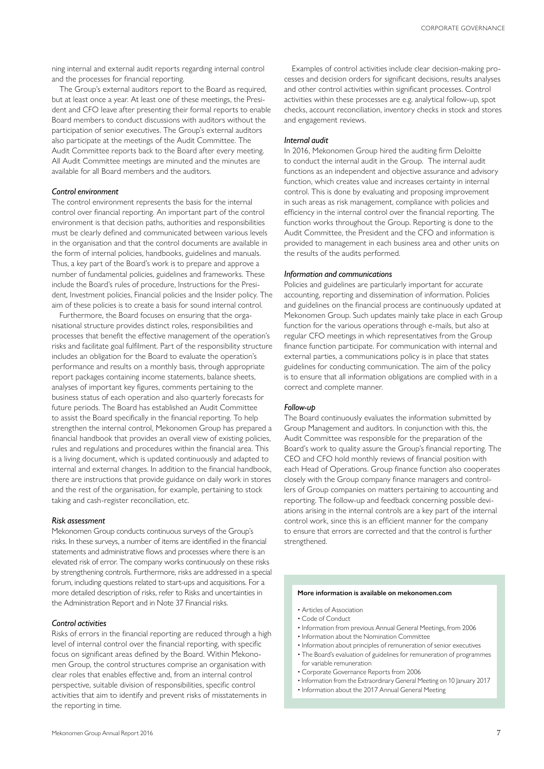ning internal and external audit reports regarding internal control and the processes for financial reporting.

The Group's external auditors report to the Board as required, but at least once a year. At least one of these meetings, the President and CFO leave after presenting their formal reports to enable Board members to conduct discussions with auditors without the participation of senior executives. The Group's external auditors also participate at the meetings of the Audit Committee. The Audit Committee reports back to the Board after every meeting. All Audit Committee meetings are minuted and the minutes are available for all Board members and the auditors.

*Control environment*

The control environment represents the basis for the internal control over financial reporting. An important part of the control environment is that decision paths, authorities and responsibilities must be clearly defined and communicated between various levels in the organisation and that the control documents are available in the form of internal policies, handbooks, guidelines and manuals. Thus, a key part of the Board's work is to prepare and approve a number of fundamental policies, guidelines and frameworks. These include the Board's rules of procedure, Instructions for the President, Investment policies, Financial policies and the Insider policy. The aim of these policies is to create a basis for sound internal control.

Furthermore, the Board focuses on ensuring that the organisational structure provides distinct roles, responsibilities and processes that benefit the effective management of the operation's risks and facilitate goal fulfilment. Part of the responsibility structure includes an obligation for the Board to evaluate the operation's performance and results on a monthly basis, through appropriate report packages containing income statements, balance sheets, analyses of important key figures, comments pertaining to the business status of each operation and also quarterly forecasts for future periods. The Board has established an Audit Committee to assist the Board specifically in the financial reporting. To help strengthen the internal control, Mekonomen Group has prepared a financial handbook that provides an overall view of existing policies, rules and regulations and procedures within the financial area. This is a living document, which is updated continuously and adapted to internal and external changes. In addition to the financial handbook, there are instructions that provide guidance on daily work in stores and the rest of the organisation, for example, pertaining to stock taking and cash-register reconciliation, etc.

*Risk assessment*

Mekonomen Group conducts continuous surveys of the Group's risks. In these surveys, a number of items are identified in the financial statements and administrative flows and processes where there is an elevated risk of error. The company works continuously on these risks by strengthening controls. Furthermore, risks are addressed in a special forum, including questions related to start-ups and acquisitions. For a more detailed description of risks, refer to Risks and uncertainties in the Administration Report and in Note 37 Financial risks.

*Control activities*

Risks of errors in the financial reporting are reduced through a high level of internal control over the financial reporting, with specific focus on significant areas defined by the Board. Within Mekonomen Group, the control structures comprise an organisation with clear roles that enables effective and, from an internal control perspective, suitable division of responsibilities, specific control activities that aim to identify and prevent risks of misstatements in the reporting in time.

Examples of control activities include clear decision-making processes and decision orders for significant decisions, results analyses and other control activities within significant processes. Control activities within these processes are e.g. analytical follow-up, spot checks, account reconciliation, inventory checks in stock and stores and engagement reviews.

*Internal audit*

In 2016, Mekonomen Group hired the auditing firm Deloitte to conduct the internal audit in the Group. The internal audit functions as an independent and objective assurance and advisory function, which creates value and increases certainty in internal control. This is done by evaluating and proposing improvement in such areas as risk management, compliance with policies and efficiency in the internal control over the financial reporting. The function works throughout the Group. Reporting is done to the Audit Committee, the President and the CFO and information is provided to management in each business area and other units on the results of the audits performed.

*Information and communications*

Policies and guidelines are particularly important for accurate accounting, reporting and dissemination of information. Policies and guidelines on the financial process are continuously updated at Mekonomen Group. Such updates mainly take place in each Group function for the various operations through e-mails, but also at regular CFO meetings in which representatives from the Group finance function participate. For communication with internal and external parties, a communications policy is in place that states guidelines for conducting communication. The aim of the policy is to ensure that all information obligations are complied with in a correct and complete manner.

*Follow-up*

The Board continuously evaluates the information submitted by Group Management and auditors. In conjunction with this, the Audit Committee was responsible for the preparation of the Board's work to quality assure the Group's financial reporting. The CEO and CFO hold monthly reviews of financial position with each Head of Operations. Group finance function also cooperates closely with the Group company finance managers and controllers of Group companies on matters pertaining to accounting and reporting. The follow-up and feedback concerning possible deviations arising in the internal controls are a key part of the internal control work, since this is an efficient manner for the company to ensure that errors are corrected and that the control is further strengthened.

**More information is available on mekonomen.com**

- Articles of Association
- Code of Conduct
- Information from previous Annual General Meetings, from 2006
- Information about the Nomination Committee
- Information about principles of remuneration of senior executives
- The Board's evaluation of guidelines for remuneration of programmes for variable remuneration
- Corporate Governance Reports from 2006
- Information from the Extraordinary General Meeting on 10 January 2017
- Information about the 2017 Annual General Meeting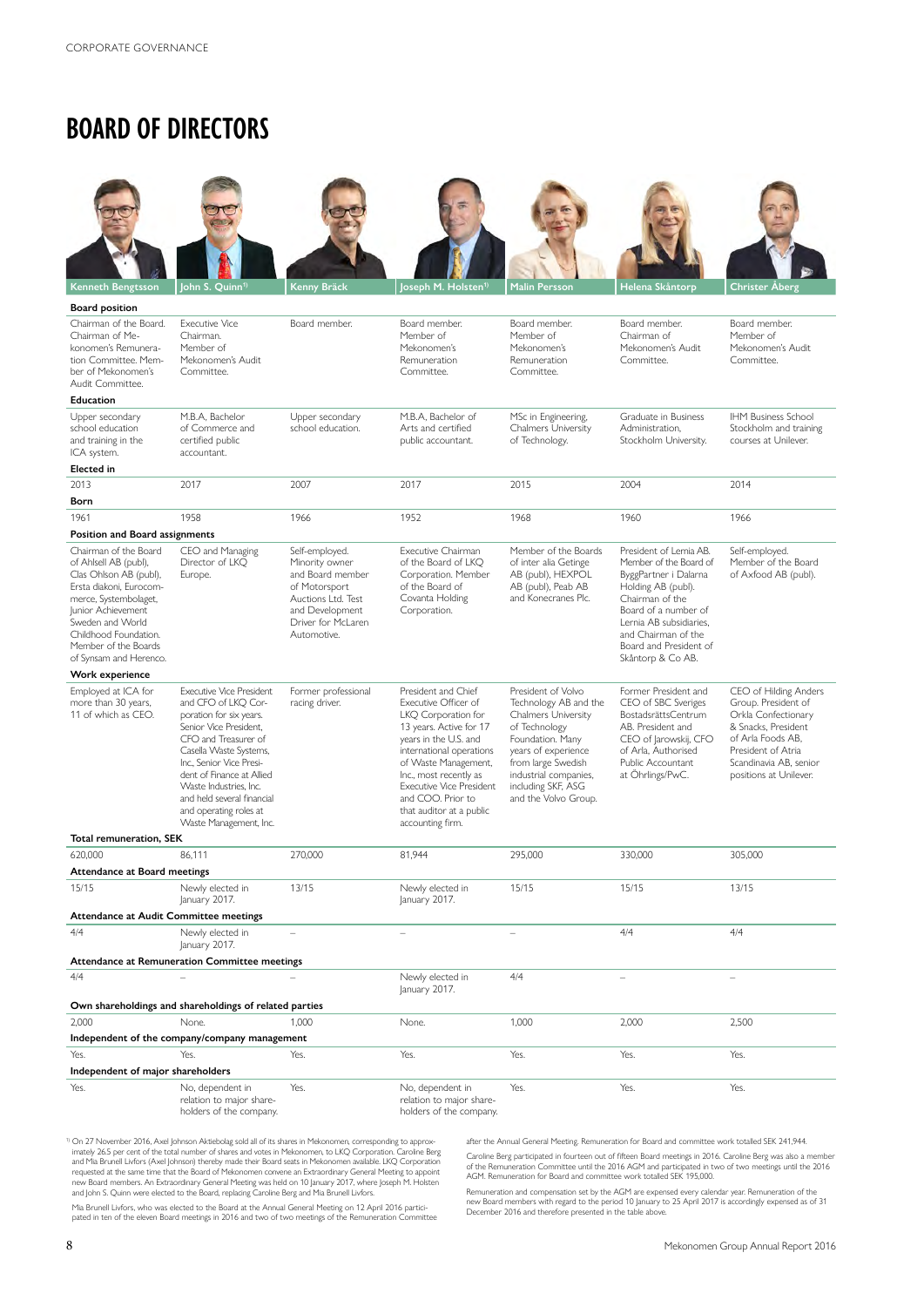CORPORATE GOVERNANCE

# BOARD OF DIRECTORS

| | Kenneth Bengtsson | John S. Quinn[1] | Kenny Bräck | Joseph M. Holsten[1] | Malin Persson | Helena Skåntorp | Christer Åberg |
|---|---|---|---|---|---|---|---|
| **Board position** | Chairman of the Board. Chairman of Mekonomen's Remuneration Committee. Member of Mekonomen's Audit Committee. | Executive Vice Chairman. Member of Mekonomen's Audit Committee. | Board member. | Board member. Member of Mekonomen's Remuneration Committee. | Board member. Member of Mekonomen's Remuneration Committee. | Board member. Chairman of Mekonomen's Audit Committee. | Board member. Member of Mekonomen's Audit Committee. |
| **Education** | Upper secondary school education and training in the ICA system. | M.B.A, Bachelor of Commerce and certified public accountant. | Upper secondary school education. | M.B.A, Bachelor of Arts and certified public accountant. | MSc in Engineering, Chalmers University of Technology. | Graduate in Business Administration, Stockholm University. | IHM Business School Stockholm and training courses at Unilever. |
| **Elected in** | 2013 | 2017 | 2007 | 2017 | 2015 | 2004 | 2014 |
| **Born** | 1961 | 1958 | 1966 | 1952 | 1968 | 1960 | 1966 |
| **Position and Board assignments** | Chairman of the Board of Ahlsell AB (publ), Clas Ohlson AB (publ), Ersta diakoni, Eurocommerce, Systembolaget, Junior Achievement Sweden and World Childhood Foundation. Member of the Boards of Synsam and Herenco. | CEO and Managing Director of LKQ Europe. | Self-employed. Minority owner and Board member of Motorsport Auctions Ltd. Test and Development Driver for McLaren Automotive. | Executive Chairman of the Board of LKQ Corporation. Member of the Board of Covanta Holding Corporation. | Member of the Boards of inter alia Getinge AB (publ), HEXPOL AB (publ), Peab AB and Konecranes Plc. | President of Lernia AB. Member of the Board of ByggPartner i Dalarna Holding AB (publ). Chairman of the Board of a number of Lernia AB subsidiaries, and Chairman of the Board and President of Skåntorp & Co AB. | Self-employed. Member of the Board of Axfood AB (publ). |
| **Work experience** | Employed at ICA for more than 30 years, 11 of which as CEO. | Executive Vice President and CFO of LKQ Corporation for six years. Senior Vice President, CFO and Treasurer of Casella Waste Systems, Inc., Senior Vice President of Finance at Allied Waste Industries, Inc. and held several financial and operating roles at Waste Management, Inc. | Former professional racing driver. | President and Chief Executive Officer of LKQ Corporation for 13 years. Active for 17 years in the U.S. and international operations of Waste Management, Inc., most recently as Executive Vice President and COO. Prior to that auditor at a public accounting firm. | President of Volvo Technology AB and the Chalmers University of Technology Foundation. Many years of experience from large Swedish industrial companies, including SKF, ASG and the Volvo Group. | Former President and CEO of SBC Sveriges BostadsrättsCentrum AB. President and CEO of Jarowskij, CFO of Arla, Authorised Public Accountant at Öhrlings/PwC. | CEO of Hilding Anders Group. President of Orkla Confectionary & Snacks, President of Arla Foods AB, President of Atria Scandinavia AB, senior positions at Unilever. |
| **Total remuneration, SEK** | 620,000 | 86,111 | 270,000 | 81,944 | 295,000 | 330,000 | 305,000 |
| **Attendance at Board meetings** | 15/15 | Newly elected in January 2017. | 13/15 | Newly elected in January 2017. | 15/15 | 15/15 | 13/15 |
| **Attendance at Audit Committee meetings** | 4/4 | Newly elected in January 2017. | – | – | – | 4/4 | 4/4 |
| **Attendance at Remuneration Committee meetings** | 4/4 | – | – | Newly elected in January 2017. | 4/4 | – | – |
| **Own shareholdings and shareholdings of related parties** | 2,000 | None. | 1,000 | None. | 1,000 | 2,000 | 2,500 |
| **Independent of the company/company management** | Yes. | Yes. | Yes. | Yes. | Yes. | Yes. | Yes. |
| **Independent of major shareholders** | Yes. | No, dependent in relation to major shareholders of the company. | Yes. | No, dependent in relation to major shareholders of the company. | Yes. | Yes. | Yes. |

[1] On 27 November 2016, Axel Johnson Aktiebolag sold all of its shares in Mekonomen, corresponding to approximately 26.5 per cent of the total number of shares and votes in Mekonomen, to LKQ Corporation. Caroline Berg and Mia Brunell Livfors (Axel Johnson) thereby made their Board seats in Mekonomen available. LKQ Corporation requested at the same time that the Board of Mekonomen convene an Extraordinary General Meeting to appoint new Board members. An Extraordinary General Meeting was held on 10 January 2017, where Joseph M. Holsten and John S. Quinn were elected to the Board, replacing Caroline Berg and Mia Brunell Livfors.

Mia Brunell Livfors, who was elected to the Board at the Annual General Meeting on 12 April 2016 participated in ten of the eleven Board meetings in 2016 and two of two meetings of the Remuneration Committee after the Annual General Meeting. Remuneration for Board and committee work totalled SEK 241,944.

Caroline Berg participated in fourteen out of fifteen Board meetings in 2016. Caroline Berg was also a member of the Remuneration Committee until the 2016 AGM and participated in two of two meetings until the 2016 AGM. Remuneration for Board and committee work totalled SEK 195,000.

Remuneration and compensation set by the AGM are expensed every calendar year. Remuneration of the new Board members with regard to the period 10 January to 25 April 2017 is accordingly expensed as of 31 December 2016 and therefore presented in the table above.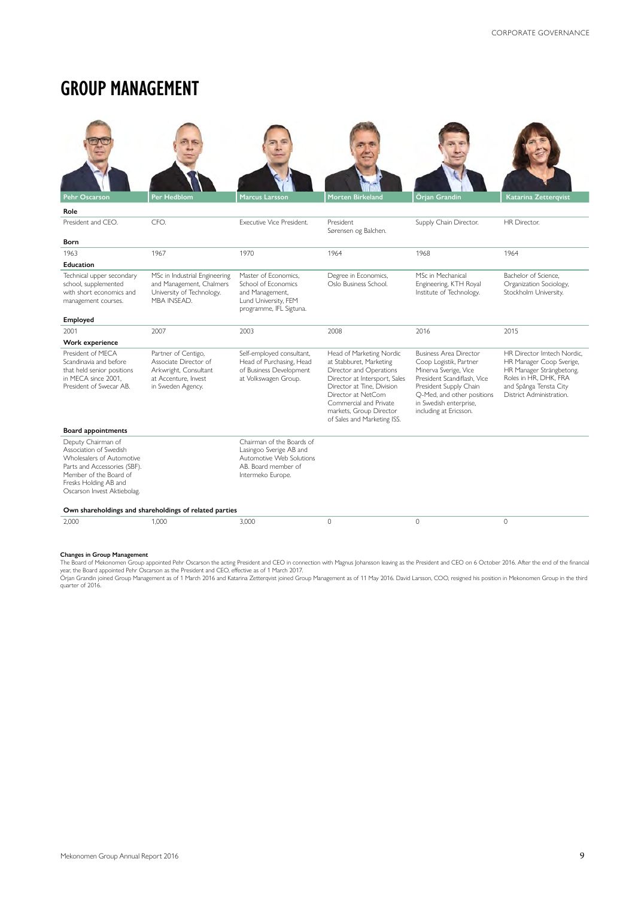# GROUP MANAGEMENT

| | Pehr Oscarson | Per Hedblom | Marcus Larsson | Morten Birkeland | Örjan Grandin | Katarina Zetterqvist |
|---|---|---|---|---|---|---|
| **Role** | President and CEO. | CFO. | Executive Vice President. | President Sørensen og Balchen. | Supply Chain Director. | HR Director. |
| **Born** | 1963 | 1967 | 1970 | 1964 | 1968 | 1964 |
| **Education** | Technical upper secondary school, supplemented with short economics and management courses. | MSc in Industrial Engineering and Management, Chalmers University of Technology. MBA INSEAD. | Master of Economics, School of Economics and Management, Lund University, FEM programme, IFL Sigtuna. | Degree in Economics, Oslo Business School. | MSc in Mechanical Engineering, KTH Royal Institute of Technology. | Bachelor of Science, Organization Sociology, Stockholm University. |
| **Employed** | 2001 | 2007 | 2003 | 2008 | 2016 | 2015 |
| **Work experience** | President of MECA Scandinavia and before that held senior positions in MECA since 2001, President of Swecar AB. | Partner of Centigo, Associate Director of Arkwright, Consultant at Accenture, Invest in Sweden Agency. | Self-employed consultant, Head of Purchasing, Head of Business Development at Volkswagen Group. | Head of Marketing Nordic at Stabburet, Marketing Director and Operations Director at Intersport, Sales Director at Tine, Division Director at NetCom Commercial and Private markets, Group Director of Sales and Marketing ISS. | Business Area Director Coop Logistik, Partner Minerva Sverige, Vice President Scandiflash, Vice President Supply Chain Q-Med, and other positions in Swedish enterprise, including at Ericsson. | HR Director Imtech Nordic, HR Manager Coop Sverige, HR Manager Strängbetong. Roles in HR, DHK, FRA and Spånga Tensta City District Administration. |
| **Board appointments** | Deputy Chairman of Association of Swedish Wholesalers of Automotive Parts and Accessories (SBF). Member of the Board of Fresks Holding AB and Oscarson Invest Aktiebolag. | | Chairman of the Boards of Lasingoo Sverige AB and Automotive Web Solutions AB. Board member of Intermeko Europe. | | | |
| **Own shareholdings and shareholdings of related parties** | 2,000 | 1,000 | 3,000 | 0 | 0 | 0 |

**Changes in Group Management**

The Board of Mekonomen Group appointed Pehr Oscarson the acting President and CEO in connection with Magnus Johansson leaving as the President and CEO on 6 October 2016. After the end of the financial year, the Board appointed Pehr Oscarson as the President and CEO, effective as of 1 March 2017.

Örjan Grandin joined Group Management as of 1 March 2016 and Katarina Zetterqvist joined Group Management as of 11 May 2016. David Larsson, COO, resigned his position in Mekonomen Group in the third quarter of 2016.